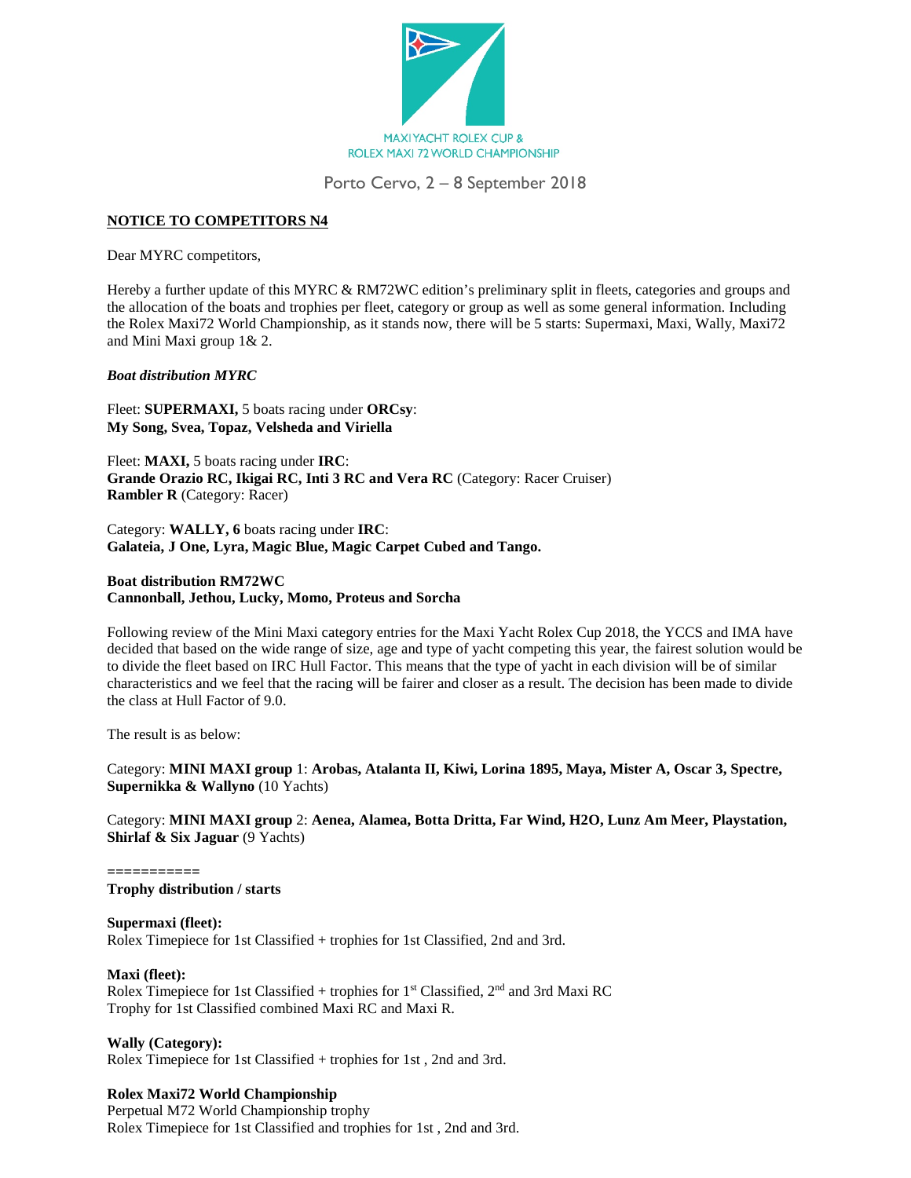MAXI YACHT ROLEX CUP & ROLEX MAXI 72 WORLD CHAMPIONSHIP

Porto Cervo, 2 – 8 September 2018

**NOTICE TO COMPETITORS N4**

Dear MYRC competitors,

Hereby a further update of this MYRC & RM72WC edition's preliminary split in fleets, categories and groups and the allocation of the boats and trophies per fleet, category or group as well as some general information. Including the Rolex Maxi72 World Championship, as it stands now, there will be 5 starts: Supermaxi, Maxi, Wally, Maxi72 and Mini Maxi group 1& 2.

***Boat distribution MYRC***

Fleet: **SUPERMAXI,** 5 boats racing under **ORCsy**:
**My Song, Svea, Topaz, Velsheda and Viriella**

Fleet: **MAXI,** 5 boats racing under **IRC**:
**Grande Orazio RC, Ikigai RC, Inti 3 RC and Vera RC** (Category: Racer Cruiser)
**Rambler R** (Category: Racer)

Category: **WALLY, 6** boats racing under **IRC**:
**Galateia, J One, Lyra, Magic Blue, Magic Carpet Cubed and Tango.**

**Boat distribution RM72WC**
**Cannonball, Jethou, Lucky, Momo, Proteus and Sorcha**

Following review of the Mini Maxi category entries for the Maxi Yacht Rolex Cup 2018, the YCCS and IMA have decided that based on the wide range of size, age and type of yacht competing this year, the fairest solution would be to divide the fleet based on IRC Hull Factor. This means that the type of yacht in each division will be of similar characteristics and we feel that the racing will be fairer and closer as a result. The decision has been made to divide the class at Hull Factor of 9.0.

The result is as below:

Category: **MINI MAXI group** 1: **Arobas, Atalanta II, Kiwi, Lorina 1895, Maya, Mister A, Oscar 3, Spectre, Supernikka & Wallyno** (10 Yachts)

Category: **MINI MAXI group** 2: **Aenea, Alamea, Botta Dritta, Far Wind, H2O, Lunz Am Meer, Playstation, Shirlaf & Six Jaguar** (9 Yachts)

===========

**Trophy distribution / starts**

**Supermaxi (fleet):**
Rolex Timepiece for 1st Classified + trophies for 1st Classified, 2nd and 3rd.

**Maxi (fleet):**
Rolex Timepiece for 1st Classified + trophies for 1st Classified, 2nd and 3rd Maxi RC
Trophy for 1st Classified combined Maxi RC and Maxi R.

**Wally (Category):**
Rolex Timepiece for 1st Classified + trophies for 1st , 2nd and 3rd.

**Rolex Maxi72 World Championship**
Perpetual M72 World Championship trophy
Rolex Timepiece for 1st Classified and trophies for 1st , 2nd and 3rd.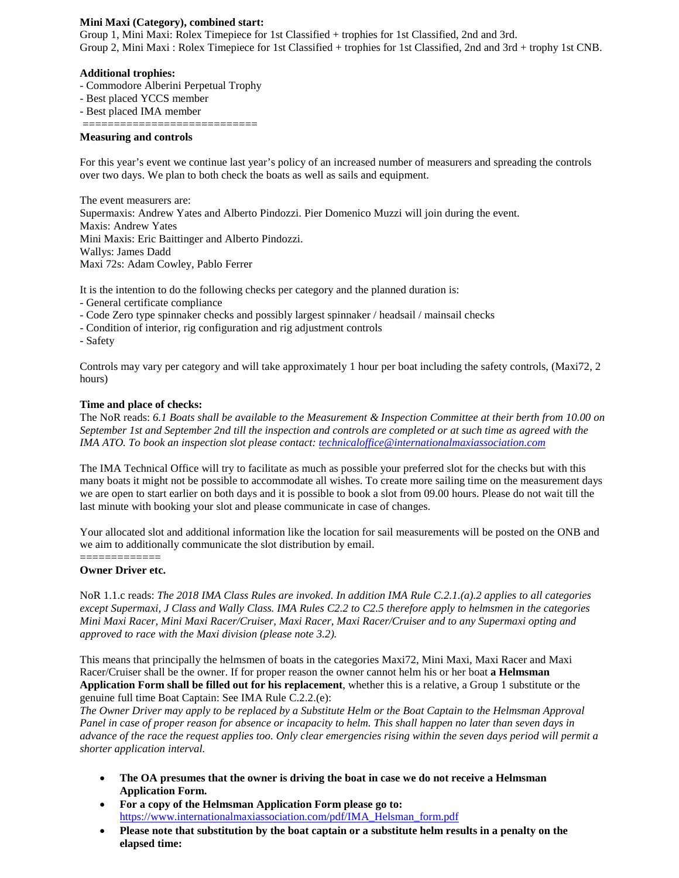**Mini Maxi (Category), combined start:**
Group 1, Mini Maxi: Rolex Timepiece for 1st Classified + trophies for 1st Classified, 2nd and 3rd.
Group 2, Mini Maxi : Rolex Timepiece for 1st Classified + trophies for 1st Classified, 2nd and 3rd + trophy 1st CNB.

**Additional trophies:**
- Commodore Alberini Perpetual Trophy
- Best placed YCCS member
- Best placed IMA member

===========================

**Measuring and controls**

For this year's event we continue last year's policy of an increased number of measurers and spreading the controls over two days. We plan to both check the boats as well as sails and equipment.

The event measurers are:
Supermaxis: Andrew Yates and Alberto Pindozzi. Pier Domenico Muzzi will join during the event.
Maxis: Andrew Yates
Mini Maxis: Eric Baittinger and Alberto Pindozzi.
Wallys: James Dadd
Maxi 72s: Adam Cowley, Pablo Ferrer

It is the intention to do the following checks per category and the planned duration is:
- General certificate compliance
- Code Zero type spinnaker checks and possibly largest spinnaker / headsail / mainsail checks
- Condition of interior, rig configuration and rig adjustment controls
- Safety

Controls may vary per category and will take approximately 1 hour per boat including the safety controls, (Maxi72, 2 hours)

**Time and place of checks:**
The NoR reads: *6.1 Boats shall be available to the Measurement & Inspection Committee at their berth from 10.00 on September 1st and September 2nd till the inspection and controls are completed or at such time as agreed with the IMA ATO. To book an inspection slot please contact: technicaloffice@internationalmaxiassociation.com*

The IMA Technical Office will try to facilitate as much as possible your preferred slot for the checks but with this many boats it might not be possible to accommodate all wishes. To create more sailing time on the measurement days we are open to start earlier on both days and it is possible to book a slot from 09.00 hours. Please do not wait till the last minute with booking your slot and please communicate in case of changes.

Your allocated slot and additional information like the location for sail measurements will be posted on the ONB and we aim to additionally communicate the slot distribution by email.

=============

**Owner Driver etc.**

NoR 1.1.c reads: *The 2018 IMA Class Rules are invoked. In addition IMA Rule C.2.1.(a).2 applies to all categories except Supermaxi, J Class and Wally Class. IMA Rules C2.2 to C2.5 therefore apply to helmsmen in the categories Mini Maxi Racer, Mini Maxi Racer/Cruiser, Maxi Racer, Maxi Racer/Cruiser and to any Supermaxi opting and approved to race with the Maxi division (please note 3.2).*

This means that principally the helmsmen of boats in the categories Maxi72, Mini Maxi, Maxi Racer and Maxi Racer/Cruiser shall be the owner. If for proper reason the owner cannot helm his or her boat **a Helmsman Application Form shall be filled out for his replacement**, whether this is a relative, a Group 1 substitute or the genuine full time Boat Captain: See IMA Rule C.2.2.(e):
*The Owner Driver may apply to be replaced by a Substitute Helm or the Boat Captain to the Helmsman Approval Panel in case of proper reason for absence or incapacity to helm. This shall happen no later than seven days in advance of the race the request applies too. Only clear emergencies rising within the seven days period will permit a shorter application interval.*

- **The OA presumes that the owner is driving the boat in case we do not receive a Helmsman Application Form.**
- **For a copy of the Helmsman Application Form please go to:** https://www.internationalmaxiassociation.com/pdf/IMA_Helsman_form.pdf
- **Please note that substitution by the boat captain or a substitute helm results in a penalty on the elapsed time:**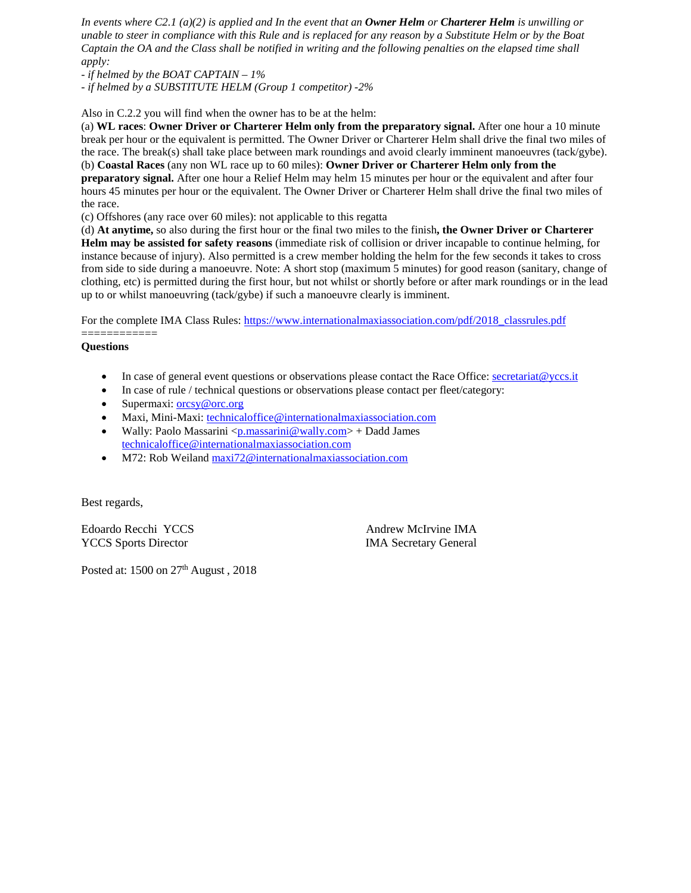*In events where C2.1 (a)(2) is applied and In the event that an **Owner Helm** or **Charterer Helm** is unwilling or unable to steer in compliance with this Rule and is replaced for any reason by a Substitute Helm or by the Boat Captain the OA and the Class shall be notified in writing and the following penalties on the elapsed time shall apply:*

*- if helmed by the BOAT CAPTAIN – 1%*

*- if helmed by a SUBSTITUTE HELM (Group 1 competitor) -2%*

Also in C.2.2 you will find when the owner has to be at the helm:

(a) **WL races**: **Owner Driver or Charterer Helm only from the preparatory signal.** After one hour a 10 minute break per hour or the equivalent is permitted. The Owner Driver or Charterer Helm shall drive the final two miles of the race. The break(s) shall take place between mark roundings and avoid clearly imminent manoeuvres (tack/gybe).

(b) **Coastal Races** (any non WL race up to 60 miles): **Owner Driver or Charterer Helm only from the preparatory signal.** After one hour a Relief Helm may helm 15 minutes per hour or the equivalent and after four hours 45 minutes per hour or the equivalent. The Owner Driver or Charterer Helm shall drive the final two miles of the race.

(c) Offshores (any race over 60 miles): not applicable to this regatta

(d) **At anytime,** so also during the first hour or the final two miles to the finish**, the Owner Driver or Charterer Helm may be assisted for safety reasons** (immediate risk of collision or driver incapable to continue helming, for instance because of injury). Also permitted is a crew member holding the helm for the few seconds it takes to cross from side to side during a manoeuvre. Note: A short stop (maximum 5 minutes) for good reason (sanitary, change of clothing, etc) is permitted during the first hour, but not whilst or shortly before or after mark roundings or in the lead up to or whilst manoeuvring (tack/gybe) if such a manoeuvre clearly is imminent.

For the complete IMA Class Rules: https://www.internationalmaxiassociation.com/pdf/2018_classrules.pdf

============

**Questions**

- In case of general event questions or observations please contact the Race Office: secretariat@yccs.it
- In case of rule / technical questions or observations please contact per fleet/category:
- Supermaxi: orcsy@orc.org
- Maxi, Mini-Maxi: technicaloffice@internationalmaxiassociation.com
- Wally: Paolo Massarini <p.massarini@wally.com> + Dadd James technicaloffice@internationalmaxiassociation.com
- M72: Rob Weiland maxi72@internationalmaxiassociation.com

Best regards,

Edoardo Recchi YCCS
YCCS Sports Director

Andrew McIrvine IMA
IMA Secretary General

Posted at: 1500 on 27th August , 2018